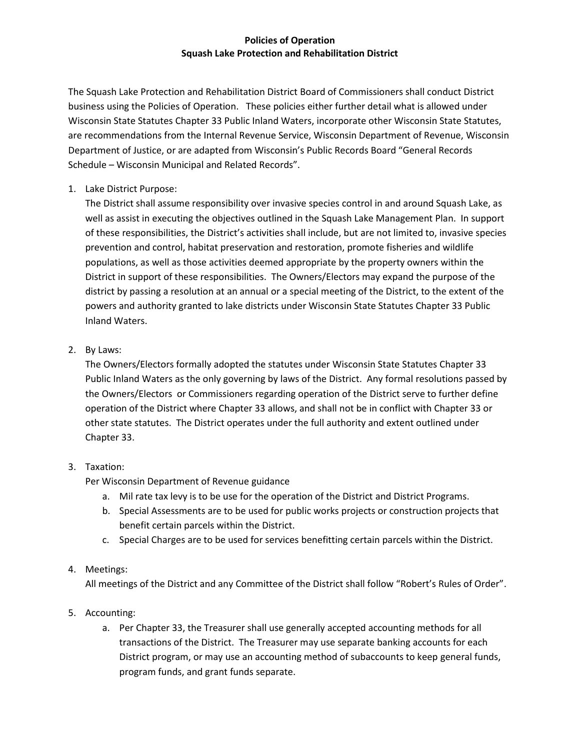**Policies of Operation**
**Squash Lake Protection and Rehabilitation District**

The Squash Lake Protection and Rehabilitation District Board of Commissioners shall conduct District business using the Policies of Operation. These policies either further detail what is allowed under Wisconsin State Statutes Chapter 33 Public Inland Waters, incorporate other Wisconsin State Statutes, are recommendations from the Internal Revenue Service, Wisconsin Department of Revenue, Wisconsin Department of Justice, or are adapted from Wisconsin's Public Records Board "General Records Schedule – Wisconsin Municipal and Related Records".

1. Lake District Purpose:
   The District shall assume responsibility over invasive species control in and around Squash Lake, as well as assist in executing the objectives outlined in the Squash Lake Management Plan. In support of these responsibilities, the District's activities shall include, but are not limited to, invasive species prevention and control, habitat preservation and restoration, promote fisheries and wildlife populations, as well as those activities deemed appropriate by the property owners within the District in support of these responsibilities. The Owners/Electors may expand the purpose of the district by passing a resolution at an annual or a special meeting of the District, to the extent of the powers and authority granted to lake districts under Wisconsin State Statutes Chapter 33 Public Inland Waters.

2. By Laws:
   The Owners/Electors formally adopted the statutes under Wisconsin State Statutes Chapter 33 Public Inland Waters as the only governing by laws of the District. Any formal resolutions passed by the Owners/Electors or Commissioners regarding operation of the District serve to further define operation of the District where Chapter 33 allows, and shall not be in conflict with Chapter 33 or other state statutes. The District operates under the full authority and extent outlined under Chapter 33.

3. Taxation:
   Per Wisconsin Department of Revenue guidance
   a. Mil rate tax levy is to be use for the operation of the District and District Programs.
   b. Special Assessments are to be used for public works projects or construction projects that benefit certain parcels within the District.
   c. Special Charges are to be used for services benefitting certain parcels within the District.

4. Meetings:
   All meetings of the District and any Committee of the District shall follow "Robert's Rules of Order".

5. Accounting:
   a. Per Chapter 33, the Treasurer shall use generally accepted accounting methods for all transactions of the District. The Treasurer may use separate banking accounts for each District program, or may use an accounting method of subaccounts to keep general funds, program funds, and grant funds separate.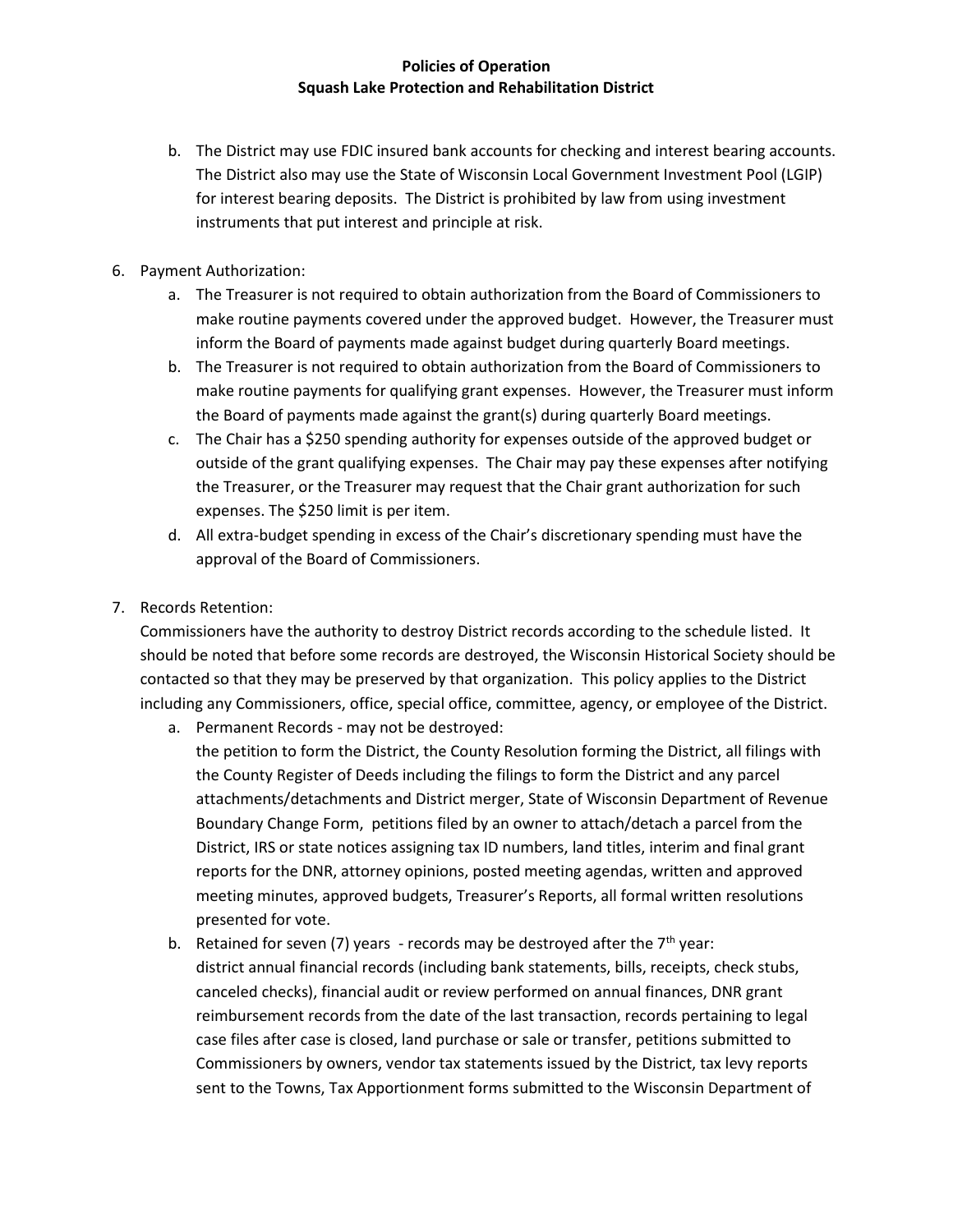b. The District may use FDIC insured bank accounts for checking and interest bearing accounts. The District also may use the State of Wisconsin Local Government Investment Pool (LGIP) for interest bearing deposits. The District is prohibited by law from using investment instruments that put interest and principle at risk.

6. Payment Authorization:
   a. The Treasurer is not required to obtain authorization from the Board of Commissioners to make routine payments covered under the approved budget. However, the Treasurer must inform the Board of payments made against budget during quarterly Board meetings.
   b. The Treasurer is not required to obtain authorization from the Board of Commissioners to make routine payments for qualifying grant expenses. However, the Treasurer must inform the Board of payments made against the grant(s) during quarterly Board meetings.
   c. The Chair has a $250 spending authority for expenses outside of the approved budget or outside of the grant qualifying expenses. The Chair may pay these expenses after notifying the Treasurer, or the Treasurer may request that the Chair grant authorization for such expenses. The $250 limit is per item.
   d. All extra-budget spending in excess of the Chair's discretionary spending must have the approval of the Board of Commissioners.

7. Records Retention:
   Commissioners have the authority to destroy District records according to the schedule listed. It should be noted that before some records are destroyed, the Wisconsin Historical Society should be contacted so that they may be preserved by that organization. This policy applies to the District including any Commissioners, office, special office, committee, agency, or employee of the District.
   a. Permanent Records - may not be destroyed:
      the petition to form the District, the County Resolution forming the District, all filings with the County Register of Deeds including the filings to form the District and any parcel attachments/detachments and District merger, State of Wisconsin Department of Revenue Boundary Change Form, petitions filed by an owner to attach/detach a parcel from the District, IRS or state notices assigning tax ID numbers, land titles, interim and final grant reports for the DNR, attorney opinions, posted meeting agendas, written and approved meeting minutes, approved budgets, Treasurer's Reports, all formal written resolutions presented for vote.
   b. Retained for seven (7) years - records may be destroyed after the 7th year:
      district annual financial records (including bank statements, bills, receipts, check stubs, canceled checks), financial audit or review performed on annual finances, DNR grant reimbursement records from the date of the last transaction, records pertaining to legal case files after case is closed, land purchase or sale or transfer, petitions submitted to Commissioners by owners, vendor tax statements issued by the District, tax levy reports sent to the Towns, Tax Apportionment forms submitted to the Wisconsin Department of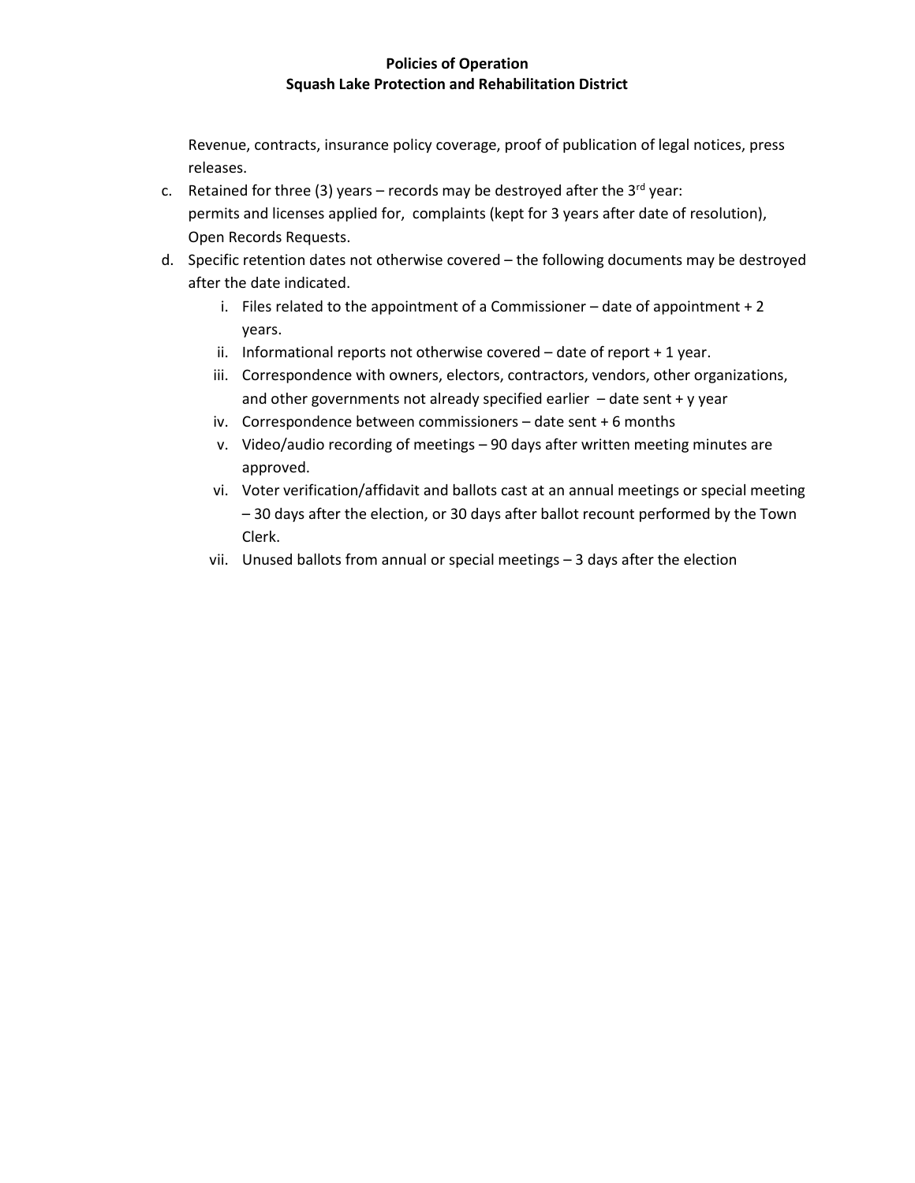Revenue, contracts, insurance policy coverage, proof of publication of legal notices, press releases.

c. Retained for three (3) years – records may be destroyed after the 3rd year: permits and licenses applied for, complaints (kept for 3 years after date of resolution), Open Records Requests.

d. Specific retention dates not otherwise covered – the following documents may be destroyed after the date indicated.

   i. Files related to the appointment of a Commissioner – date of appointment + 2 years.
   ii. Informational reports not otherwise covered – date of report + 1 year.
   iii. Correspondence with owners, electors, contractors, vendors, other organizations, and other governments not already specified earlier – date sent + y year
   iv. Correspondence between commissioners – date sent + 6 months
   v. Video/audio recording of meetings – 90 days after written meeting minutes are approved.
   vi. Voter verification/affidavit and ballots cast at an annual meetings or special meeting – 30 days after the election, or 30 days after ballot recount performed by the Town Clerk.
   vii. Unused ballots from annual or special meetings – 3 days after the election